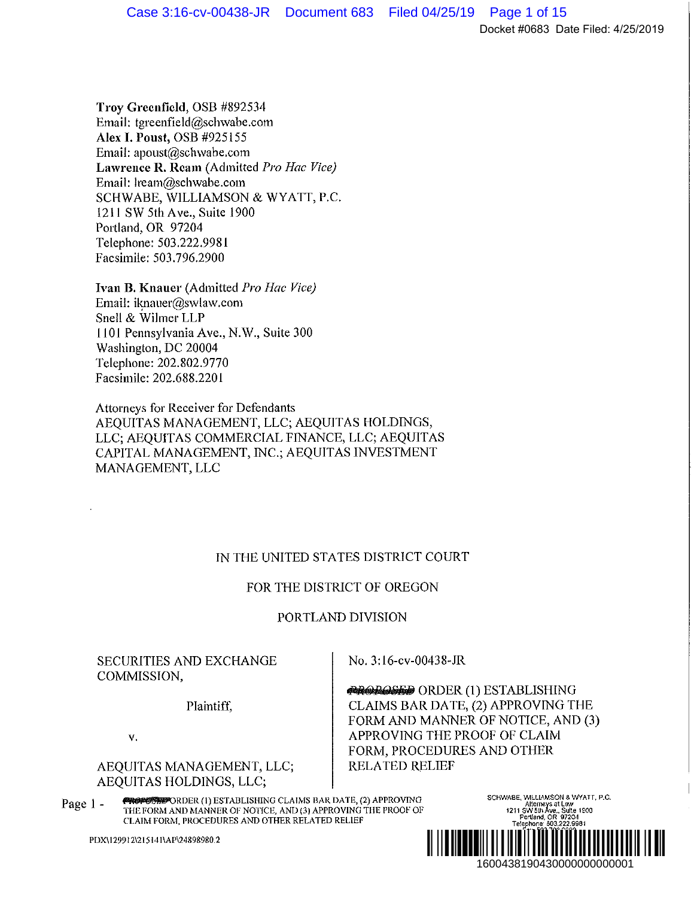Troy Greenfield, OSB #892534
Email: tgreenfield@schwabe.com
**Alex I. Poust**, OSB #925155
Email: apoust@schwabe.com
**Lawrence R. Ream** (Admitted *Pro Hac Vice)*
Email: lream@schwabe.com
SCHWABE, WILLIAMSON & WYATT, P.C.
1211 SW 5th Ave., Suite 1900
Portland, OR 97204
Telephone: 503.222.9981
Facsimile: 503.796.2900

**Ivan B. Knauer** (Admitted *Pro Hac Vice)*
Email: iknauer@swlaw.com
Snell & Wilmer LLP
1101 Pennsylvania Ave., N.W., Suite 300
Washington, DC 20004
Telephone: 202.802.9770
Facsimile: 202.688.2201

Attorneys for Receiver for Defendants
AEQUITAS MANAGEMENT, LLC; AEQUITAS HOLDINGS, LLC; AEQUITAS COMMERCIAL FINANCE, LLC; AEQUITAS CAPITAL MANAGEMENT, INC.; AEQUITAS INVESTMENT MANAGEMENT, LLC

IN THE UNITED STATES DISTRICT COURT

FOR THE DISTRICT OF OREGON

PORTLAND DIVISION

| | |
|---|---|
| SECURITIES AND EXCHANGE COMMISSION,<br><br>Plaintiff,<br><br>v.<br><br>AEQUITAS MANAGEMENT, LLC; AEQUITAS HOLDINGS, LLC; | No. 3:16-cv-00438-JR<br><br>~~PROPOSED~~ ORDER (1) ESTABLISHING CLAIMS BAR DATE, (2) APPROVING THE FORM AND MANNER OF NOTICE, AND (3) APPROVING THE PROOF OF CLAIM FORM, PROCEDURES AND OTHER RELATED RELIEF |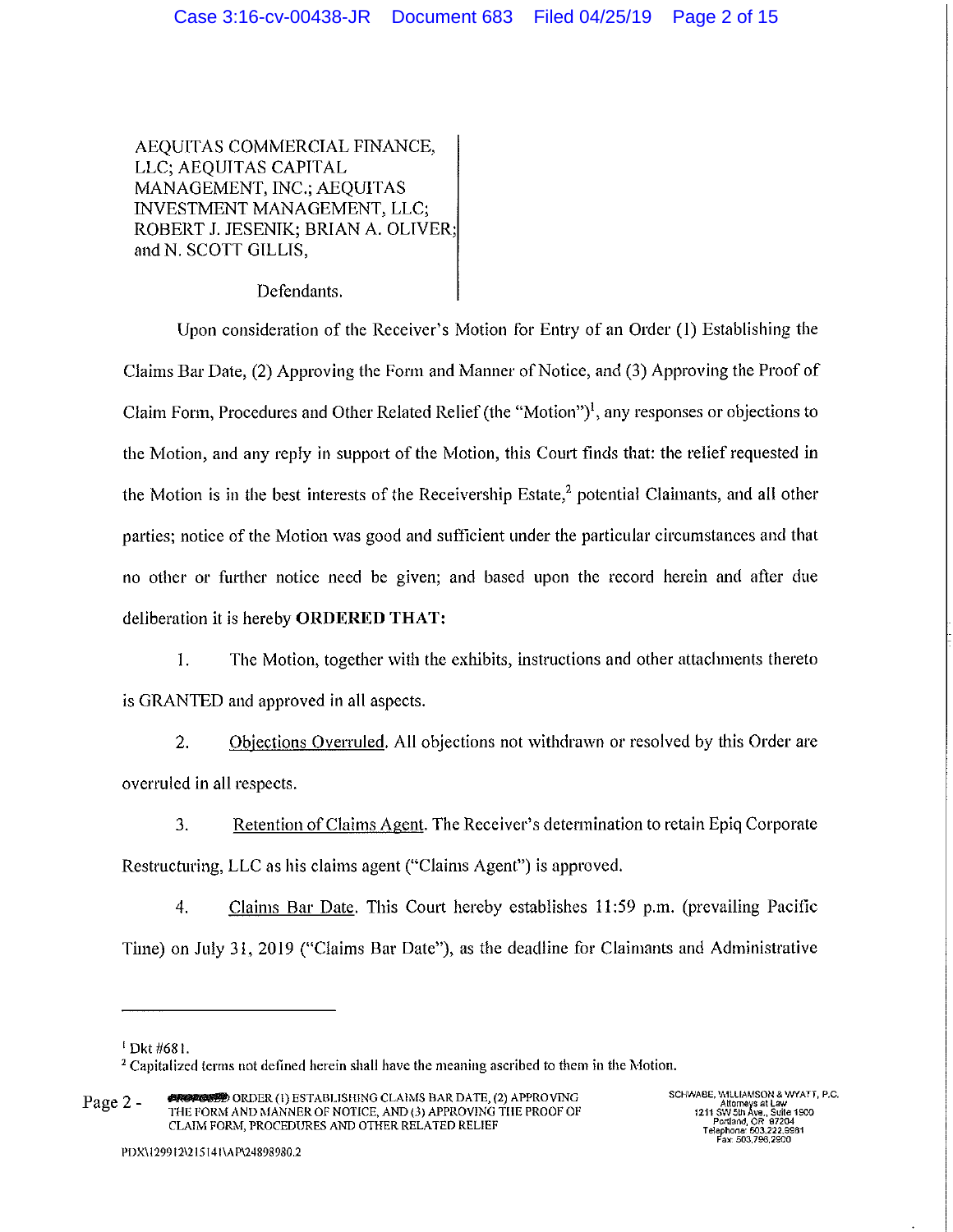AEQUITAS COMMERCIAL FINANCE, LLC; AEQUITAS CAPITAL MANAGEMENT, INC.; AEQUITAS INVESTMENT MANAGEMENT, LLC; ROBERT J. JESENIK; BRIAN A. OLIVER; and N. SCOTT GILLIS,

Defendants.

Upon consideration of the Receiver's Motion for Entry of an Order (1) Establishing the Claims Bar Date, (2) Approving the Form and Manner of Notice, and (3) Approving the Proof of Claim Form, Procedures and Other Related Relief (the "Motion")[1], any responses or objections to the Motion, and any reply in support of the Motion, this Court finds that: the relief requested in the Motion is in the best interests of the Receivership Estate,[2] potential Claimants, and all other parties; notice of the Motion was good and sufficient under the particular circumstances and that no other or further notice need be given; and based upon the record herein and after due deliberation it is hereby **ORDERED THAT:**

1. The Motion, together with the exhibits, instructions and other attachments thereto is GRANTED and approved in all aspects.

2. Objections Overruled. All objections not withdrawn or resolved by this Order are overruled in all respects.

3. Retention of Claims Agent. The Receiver's determination to retain Epiq Corporate Restructuring, LLC as his claims agent ("Claims Agent") is approved.

4. Claims Bar Date. This Court hereby establishes 11:59 p.m. (prevailing Pacific Time) on July 31, 2019 ("Claims Bar Date"), as the deadline for Claimants and Administrative

---

[1] Dkt #681.

[2] Capitalized terms not defined herein shall have the meaning ascribed to them in the Motion.

Page 2 - ~~PROPOSED~~ ORDER (1) ESTABLISHING CLAIMS BAR DATE, (2) APPROVING THE FORM AND MANNER OF NOTICE, AND (3) APPROVING THE PROOF OF CLAIM FORM, PROCEDURES AND OTHER RELATED RELIEF

SCHWABE, WILLIAMSON & WYATT, P.C.
Attorneys at Law
1211 SW 5th Ave., Suite 1900
Portland, OR 97204
Telephone: 503.222.9981
Fax: 503.796.2900

PDX\129912\215141\AP\24898980.2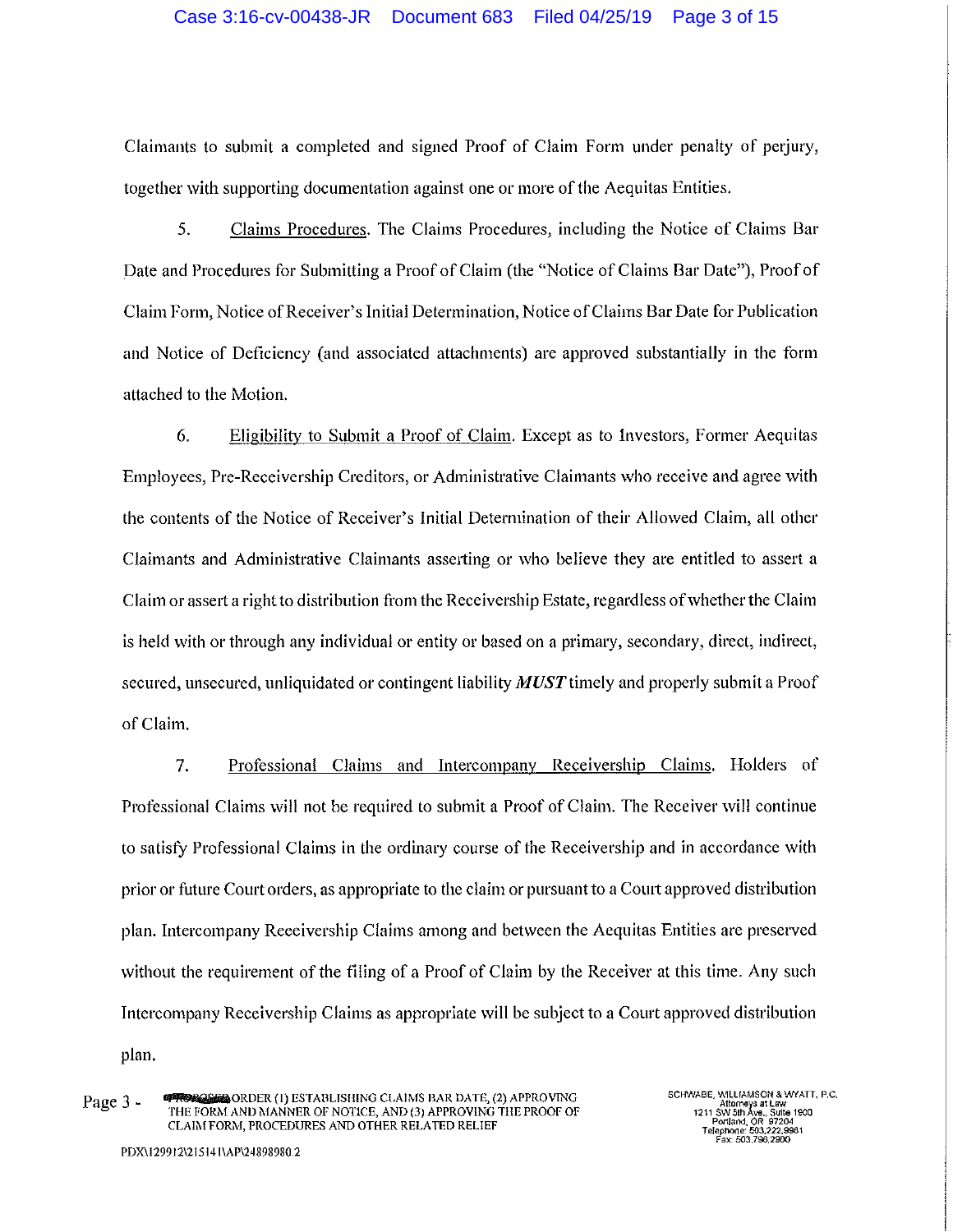Claimants to submit a completed and signed Proof of Claim Form under penalty of perjury, together with supporting documentation against one or more of the Aequitas Entities.

5. Claims Procedures. The Claims Procedures, including the Notice of Claims Bar Date and Procedures for Submitting a Proof of Claim (the "Notice of Claims Bar Date"), Proof of Claim Form, Notice of Receiver's Initial Determination, Notice of Claims Bar Date for Publication and Notice of Deficiency (and associated attachments) are approved substantially in the form attached to the Motion.

6. Eligibility to Submit a Proof of Claim. Except as to Investors, Former Aequitas Employees, Pre-Receivership Creditors, or Administrative Claimants who receive and agree with the contents of the Notice of Receiver's Initial Determination of their Allowed Claim, all other Claimants and Administrative Claimants asserting or who believe they are entitled to assert a Claim or assert a right to distribution from the Receivership Estate, regardless of whether the Claim is held with or through any individual or entity or based on a primary, secondary, direct, indirect, secured, unsecured, unliquidated or contingent liability ***MUST*** timely and properly submit a Proof of Claim.

7. Professional Claims and Intercompany Receivership Claims. Holders of Professional Claims will not be required to submit a Proof of Claim. The Receiver will continue to satisfy Professional Claims in the ordinary course of the Receivership and in accordance with prior or future Court orders, as appropriate to the claim or pursuant to a Court approved distribution plan. Intercompany Receivership Claims among and between the Aequitas Entities are preserved without the requirement of the filing of a Proof of Claim by the Receiver at this time. Any such Intercompany Receivership Claims as appropriate will be subject to a Court approved distribution plan.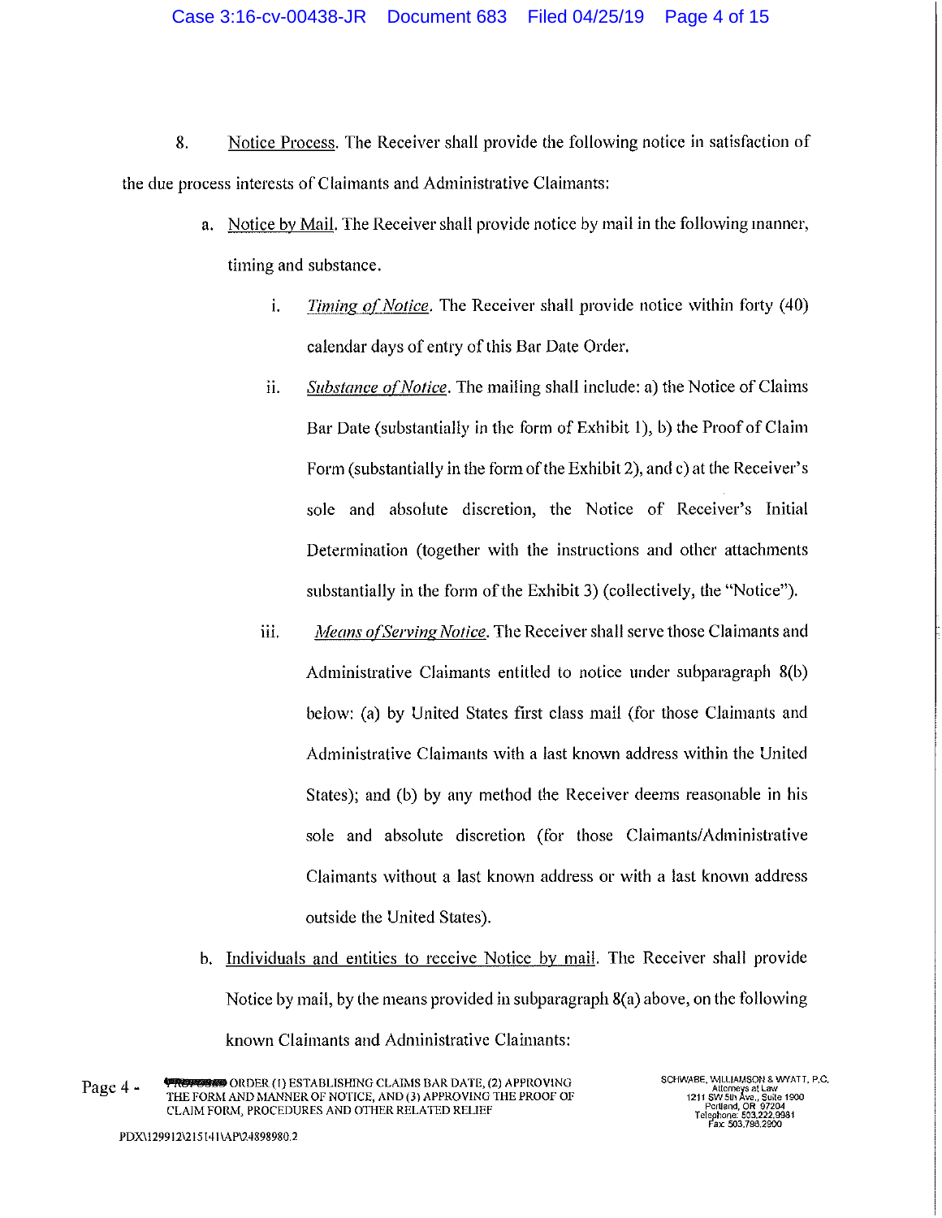8. Notice Process. The Receiver shall provide the following notice in satisfaction of the due process interests of Claimants and Administrative Claimants:

a. Notice by Mail. The Receiver shall provide notice by mail in the following manner, timing and substance.

   i. *Timing of Notice*. The Receiver shall provide notice within forty (40) calendar days of entry of this Bar Date Order.

   ii. *Substance of Notice*. The mailing shall include: a) the Notice of Claims Bar Date (substantially in the form of Exhibit 1), b) the Proof of Claim Form (substantially in the form of the Exhibit 2), and c) at the Receiver's sole and absolute discretion, the Notice of Receiver's Initial Determination (together with the instructions and other attachments substantially in the form of the Exhibit 3) (collectively, the "Notice").

   iii. *Means of Serving Notice*. The Receiver shall serve those Claimants and Administrative Claimants entitled to notice under subparagraph 8(b) below: (a) by United States first class mail (for those Claimants and Administrative Claimants with a last known address within the United States); and (b) by any method the Receiver deems reasonable in his sole and absolute discretion (for those Claimants/Administrative Claimants without a last known address or with a last known address outside the United States).

b. Individuals and entities to receive Notice by mail. The Receiver shall provide Notice by mail, by the means provided in subparagraph 8(a) above, on the following known Claimants and Administrative Claimants: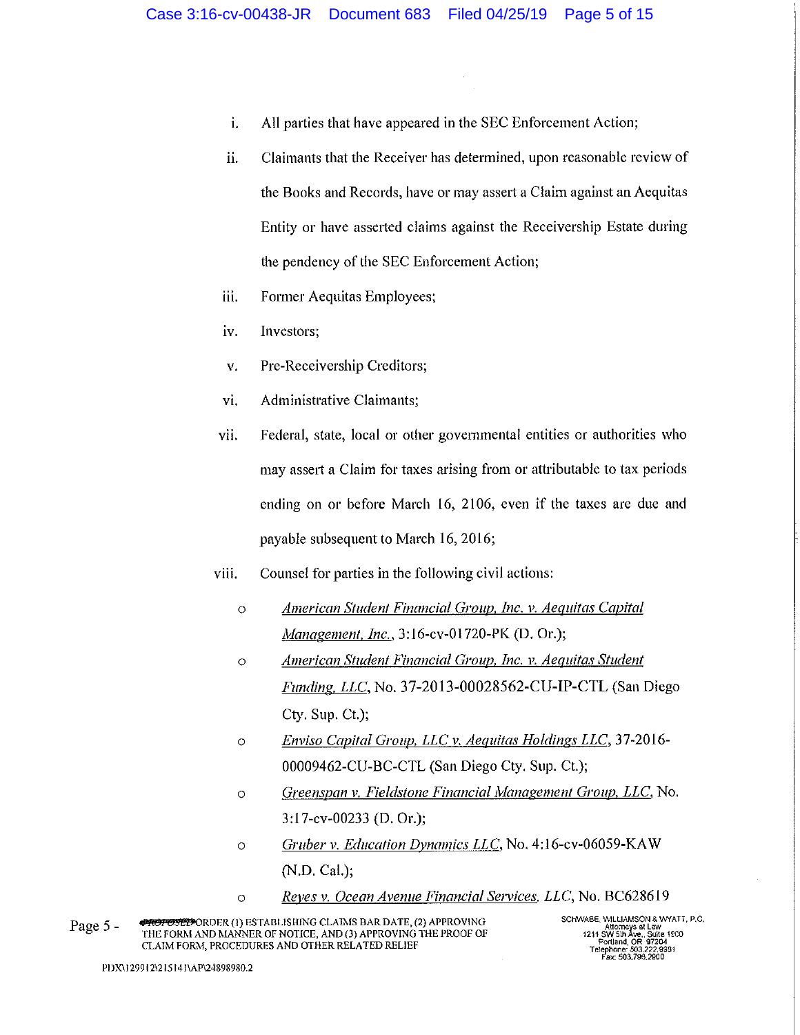i. All parties that have appeared in the SEC Enforcement Action;

ii. Claimants that the Receiver has determined, upon reasonable review of the Books and Records, have or may assert a Claim against an Aequitas Entity or have asserted claims against the Receivership Estate during the pendency of the SEC Enforcement Action;

iii. Former Aequitas Employees;

iv. Investors;

v. Pre-Receivership Creditors;

vi. Administrative Claimants;

vii. Federal, state, local or other governmental entities or authorities who may assert a Claim for taxes arising from or attributable to tax periods ending on or before March 16, 2106, even if the taxes are due and payable subsequent to March 16, 2016;

viii. Counsel for parties in the following civil actions:

- *American Student Financial Group, Inc. v. Aequitas Capital Management, Inc.*, 3:16-cv-01720-PK (D. Or.);
- *American Student Financial Group, Inc. v. Aequitas Student Funding, LLC*, No. 37-2013-00028562-CU-IP-CTL (San Diego Cty. Sup. Ct.);
- *Enviso Capital Group, LLC v. Aequitas Holdings LLC*, 37-2016-00009462-CU-BC-CTL (San Diego Cty. Sup. Ct.);
- *Greenspan v. Fieldstone Financial Management Group, LLC*, No. 3:17-cv-00233 (D. Or.);
- *Gruber v. Education Dynamics LLC*, No. 4:16-cv-06059-KAW (N.D. Cal.);
- *Reyes v. Ocean Avenue Financial Services, LLC*, No. BC628619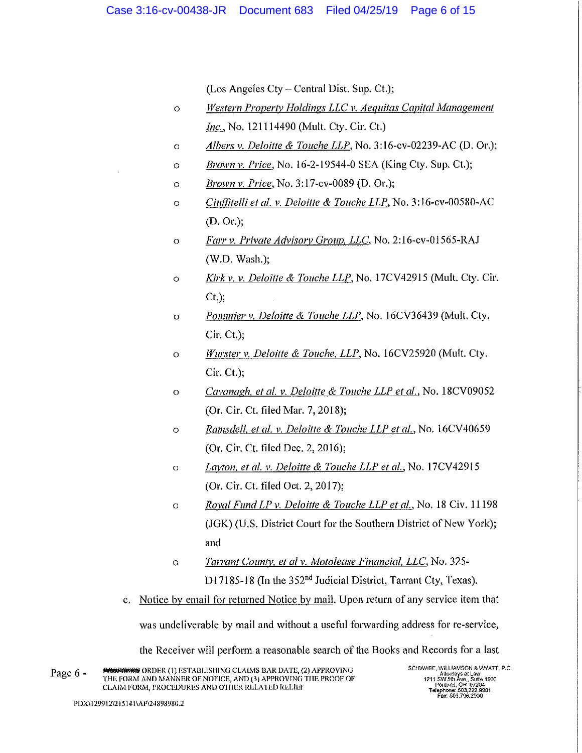(Los Angeles Cty – Central Dist. Sup. Ct.);

- *Western Property Holdings LLC v. Aequitas Capital Management Inc.*, No. 121114490 (Mult. Cty. Cir. Ct.)
- *Albers v. Deloitte & Touche LLP*, No. 3:16-cv-02239-AC (D. Or.);
- *Brown v. Price*, No. 16-2-19544-0 SEA (King Cty. Sup. Ct.);
- *Brown v. Price*, No. 3:17-cv-0089 (D. Or.);
- *Ciuffitelli et al. v. Deloitte & Touche LLP*, No. 3:16-cv-00580-AC (D. Or.);
- *Farr v. Private Advisory Group, LLC*, No. 2:16-cv-01565-RAJ (W.D. Wash.);
- *Kirk v. v. Deloitte & Touche LLP*, No. 17CV42915 (Mult. Cty. Cir. Ct.);
- *Pommier v. Deloitte & Touche LLP*, No. 16CV36439 (Mult. Cty. Cir. Ct.);
- *Wurster v. Deloitte & Touche, LLP*, No. 16CV25920 (Mult. Cty. Cir. Ct.);
- *Cavanagh, et al. v. Deloitte & Touche LLP et al.*, No. 18CV09052 (Or. Cir. Ct. filed Mar. 7, 2018);
- *Ramsdell, et al. v. Deloitte & Touche LLP et al.*, No. 16CV40659 (Or. Cir. Ct. filed Dec. 2, 2016);
- *Layton, et al. v. Deloitte & Touche LLP et al.*, No. 17CV42915 (Or. Cir. Ct. filed Oct. 2, 2017);
- *Royal Fund LP v. Deloitte & Touche LLP et al.*, No. 18 Civ. 11198 (JGK) (U.S. District Court for the Southern District of New York); and
- *Tarrant County, et al v. Motolease Financial, LLC*, No. 325-D17185-18 (In the 352nd Judicial District, Tarrant Cty, Texas).

c. Notice by email for returned Notice by mail. Upon return of any service item that was undeliverable by mail and without a useful forwarding address for re-service, the Receiver will perform a reasonable search of the Books and Records for a last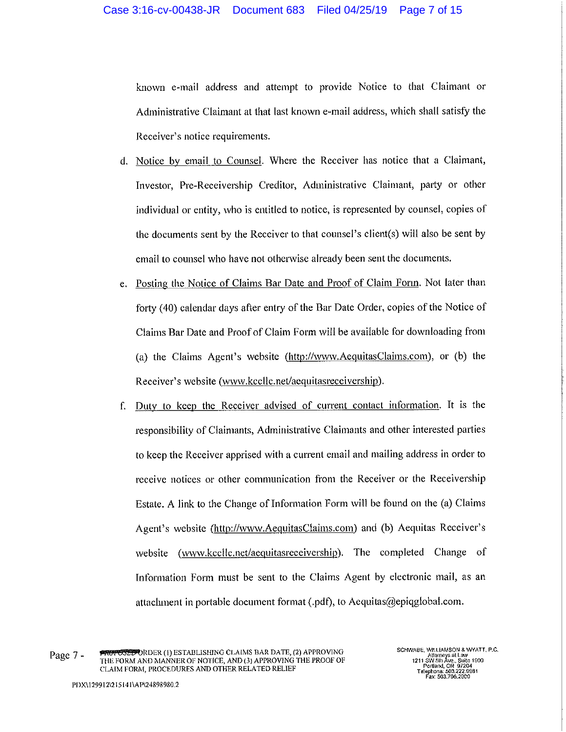known e-mail address and attempt to provide Notice to that Claimant or Administrative Claimant at that last known e-mail address, which shall satisfy the Receiver's notice requirements.

d. Notice by email to Counsel. Where the Receiver has notice that a Claimant, Investor, Pre-Receivership Creditor, Administrative Claimant, party or other individual or entity, who is entitled to notice, is represented by counsel, copies of the documents sent by the Receiver to that counsel's client(s) will also be sent by email to counsel who have not otherwise already been sent the documents.

e. Posting the Notice of Claims Bar Date and Proof of Claim Form. Not later than forty (40) calendar days after entry of the Bar Date Order, copies of the Notice of Claims Bar Date and Proof of Claim Form will be available for downloading from (a) the Claims Agent's website (http://www.AequitasClaims.com), or (b) the Receiver's website (www.kccllc.net/aequitasreceivership).

f. Duty to keep the Receiver advised of current contact information. It is the responsibility of Claimants, Administrative Claimants and other interested parties to keep the Receiver apprised with a current email and mailing address in order to receive notices or other communication from the Receiver or the Receivership Estate. A link to the Change of Information Form will be found on the (a) Claims Agent's website (http://www.AequitasClaims.com) and (b) Aequitas Receiver's website (www.kccllc.net/aequitasreceivership). The completed Change of Information Form must be sent to the Claims Agent by electronic mail, as an attachment in portable document format (.pdf), to Aequitas@epiqglobal.com.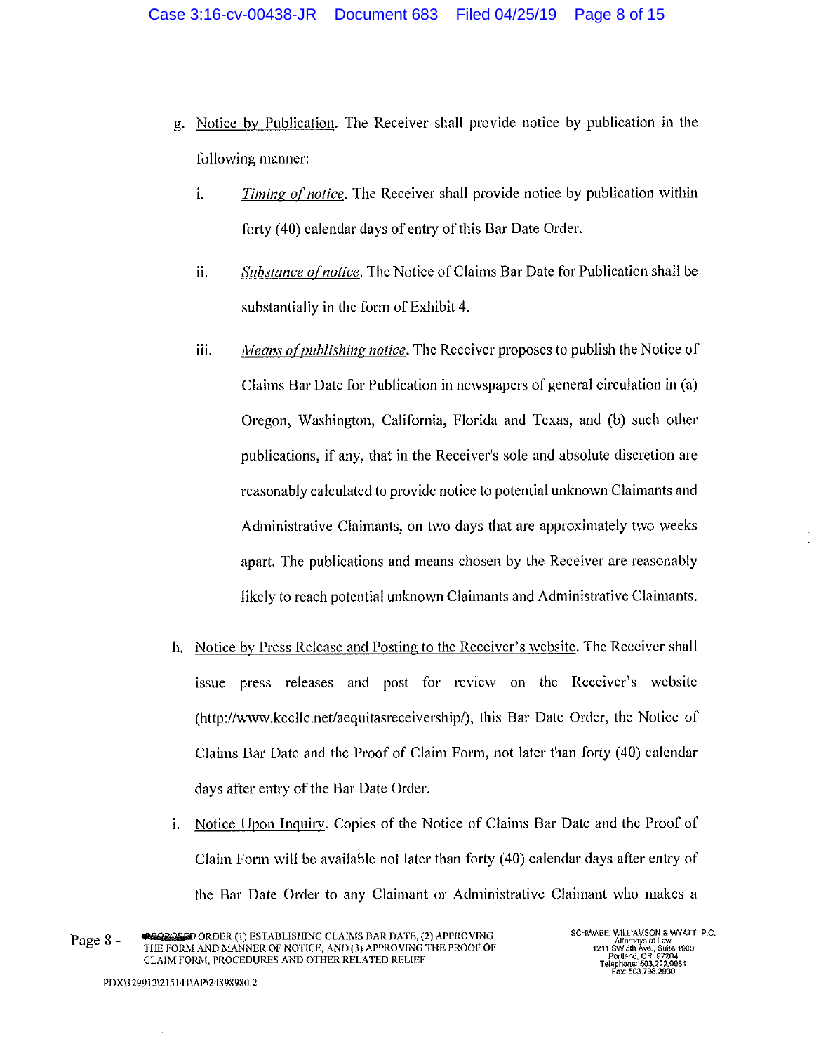g. Notice by Publication. The Receiver shall provide notice by publication in the following manner:

   i. *Timing of notice*. The Receiver shall provide notice by publication within forty (40) calendar days of entry of this Bar Date Order.

   ii. *Substance of notice*. The Notice of Claims Bar Date for Publication shall be substantially in the form of Exhibit 4.

   iii. *Means of publishing notice*. The Receiver proposes to publish the Notice of Claims Bar Date for Publication in newspapers of general circulation in (a) Oregon, Washington, California, Florida and Texas, and (b) such other publications, if any, that in the Receiver's sole and absolute discretion are reasonably calculated to provide notice to potential unknown Claimants and Administrative Claimants, on two days that are approximately two weeks apart. The publications and means chosen by the Receiver are reasonably likely to reach potential unknown Claimants and Administrative Claimants.

h. Notice by Press Release and Posting to the Receiver's website. The Receiver shall issue press releases and post for review on the Receiver's website (http://www.kccllc.net/aequitasreceivership/), this Bar Date Order, the Notice of Claims Bar Date and the Proof of Claim Form, not later than forty (40) calendar days after entry of the Bar Date Order.

i. Notice Upon Inquiry. Copies of the Notice of Claims Bar Date and the Proof of Claim Form will be available not later than forty (40) calendar days after entry of the Bar Date Order to any Claimant or Administrative Claimant who makes a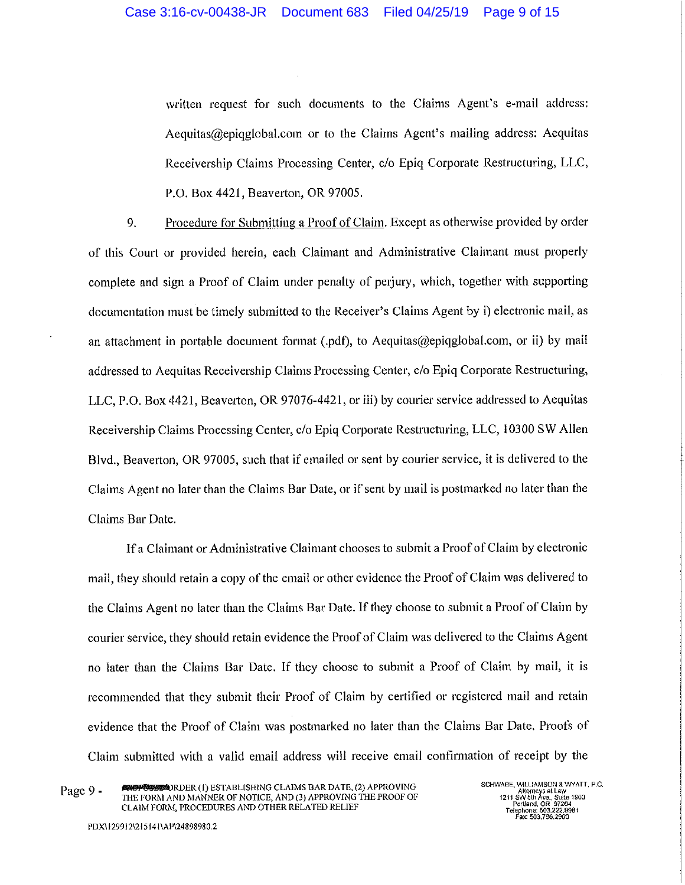written request for such documents to the Claims Agent's e-mail address: Aequitas@epiqglobal.com or to the Claims Agent's mailing address: Aequitas Receivership Claims Processing Center, c/o Epiq Corporate Restructuring, LLC, P.O. Box 4421, Beaverton, OR 97005.

9. Procedure for Submitting a Proof of Claim. Except as otherwise provided by order of this Court or provided herein, each Claimant and Administrative Claimant must properly complete and sign a Proof of Claim under penalty of perjury, which, together with supporting documentation must be timely submitted to the Receiver's Claims Agent by i) electronic mail, as an attachment in portable document format (.pdf), to Aequitas@epiqglobal.com, or ii) by mail addressed to Aequitas Receivership Claims Processing Center, c/o Epiq Corporate Restructuring, LLC, P.O. Box 4421, Beaverton, OR 97076-4421, or iii) by courier service addressed to Aequitas Receivership Claims Processing Center, c/o Epiq Corporate Restructuring, LLC, 10300 SW Allen Blvd., Beaverton, OR 97005, such that if emailed or sent by courier service, it is delivered to the Claims Agent no later than the Claims Bar Date, or if sent by mail is postmarked no later than the Claims Bar Date.

If a Claimant or Administrative Claimant chooses to submit a Proof of Claim by electronic mail, they should retain a copy of the email or other evidence the Proof of Claim was delivered to the Claims Agent no later than the Claims Bar Date. If they choose to submit a Proof of Claim by courier service, they should retain evidence the Proof of Claim was delivered to the Claims Agent no later than the Claims Bar Date. If they choose to submit a Proof of Claim by mail, it is recommended that they submit their Proof of Claim by certified or registered mail and retain evidence that the Proof of Claim was postmarked no later than the Claims Bar Date. Proofs of Claim submitted with a valid email address will receive email confirmation of receipt by the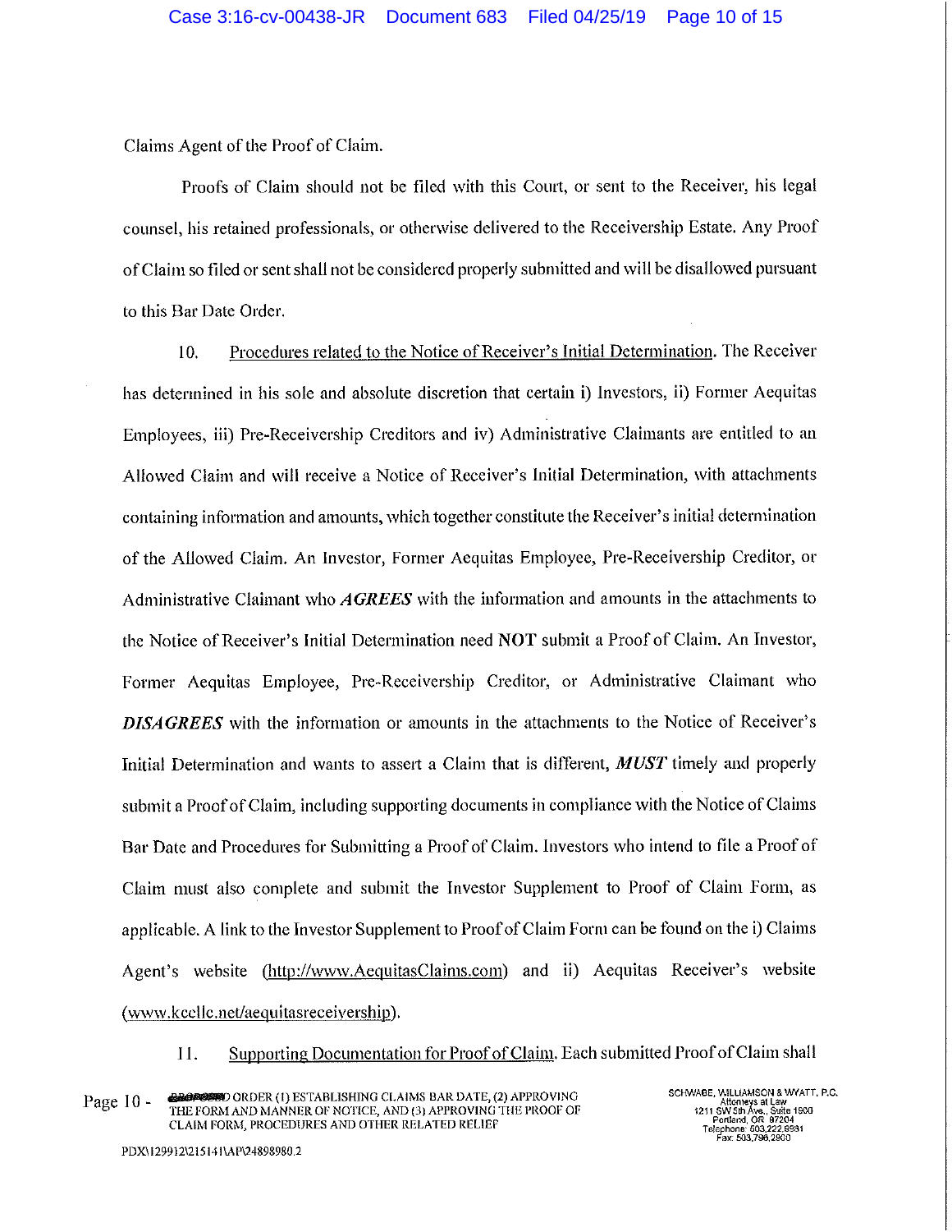Claims Agent of the Proof of Claim.

Proofs of Claim should not be filed with this Court, or sent to the Receiver, his legal counsel, his retained professionals, or otherwise delivered to the Receivership Estate. Any Proof of Claim so filed or sent shall not be considered properly submitted and will be disallowed pursuant to this Bar Date Order.

10. Procedures related to the Notice of Receiver's Initial Determination. The Receiver has determined in his sole and absolute discretion that certain i) Investors, ii) Former Aequitas Employees, iii) Pre-Receivership Creditors and iv) Administrative Claimants are entitled to an Allowed Claim and will receive a Notice of Receiver's Initial Determination, with attachments containing information and amounts, which together constitute the Receiver's initial determination of the Allowed Claim. An Investor, Former Aequitas Employee, Pre-Receivership Creditor, or Administrative Claimant who ***AGREES*** with the information and amounts in the attachments to the Notice of Receiver's Initial Determination need **NOT** submit a Proof of Claim. An Investor, Former Aequitas Employee, Pre-Receivership Creditor, or Administrative Claimant who ***DISAGREES*** with the information or amounts in the attachments to the Notice of Receiver's Initial Determination and wants to assert a Claim that is different, ***MUST*** timely and properly submit a Proof of Claim, including supporting documents in compliance with the Notice of Claims Bar Date and Procedures for Submitting a Proof of Claim. Investors who intend to file a Proof of Claim must also complete and submit the Investor Supplement to Proof of Claim Form, as applicable. A link to the Investor Supplement to Proof of Claim Form can be found on the i) Claims Agent's website (http://www.AequitasClaims.com) and ii) Aequitas Receiver's website (www.kccllc.net/aequitasreceivership).

11. Supporting Documentation for Proof of Claim. Each submitted Proof of Claim shall

Page 10 - ~~PROPOSED~~ ORDER (1) ESTABLISHING CLAIMS BAR DATE, (2) APPROVING THE FORM AND MANNER OF NOTICE, AND (3) APPROVING THE PROOF OF CLAIM FORM, PROCEDURES AND OTHER RELATED RELIEF

SCHWABE, WILLIAMSON & WYATT, P.C.
Attorneys at Law
1211 SW 5th Ave., Suite 1900
Portland, OR 97204
Telephone: 503.222.9981
Fax: 503.796.2900

PDX\129912\215141\AP\24898980.2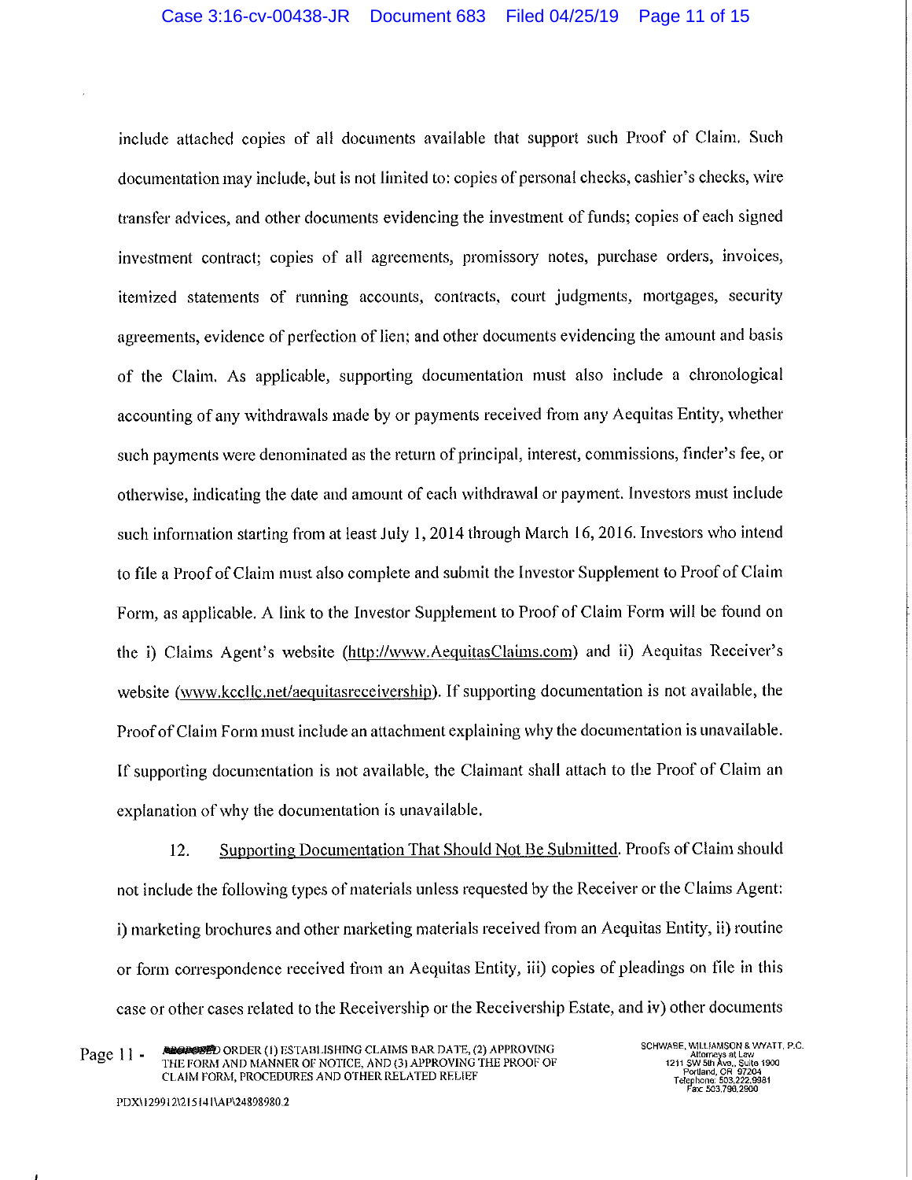include attached copies of all documents available that support such Proof of Claim. Such documentation may include, but is not limited to: copies of personal checks, cashier's checks, wire transfer advices, and other documents evidencing the investment of funds; copies of each signed investment contract; copies of all agreements, promissory notes, purchase orders, invoices, itemized statements of running accounts, contracts, court judgments, mortgages, security agreements, evidence of perfection of lien; and other documents evidencing the amount and basis of the Claim. As applicable, supporting documentation must also include a chronological accounting of any withdrawals made by or payments received from any Aequitas Entity, whether such payments were denominated as the return of principal, interest, commissions, finder's fee, or otherwise, indicating the date and amount of each withdrawal or payment. Investors must include such information starting from at least July 1, 2014 through March 16, 2016. Investors who intend to file a Proof of Claim must also complete and submit the Investor Supplement to Proof of Claim Form, as applicable. A link to the Investor Supplement to Proof of Claim Form will be found on the i) Claims Agent's website (http://www.AequitasClaims.com) and ii) Aequitas Receiver's website (www.kccllc.net/aequitasreceivership). If supporting documentation is not available, the Proof of Claim Form must include an attachment explaining why the documentation is unavailable. If supporting documentation is not available, the Claimant shall attach to the Proof of Claim an explanation of why the documentation is unavailable.

12. Supporting Documentation That Should Not Be Submitted. Proofs of Claim should not include the following types of materials unless requested by the Receiver or the Claims Agent: i) marketing brochures and other marketing materials received from an Aequitas Entity, ii) routine or form correspondence received from an Aequitas Entity, iii) copies of pleadings on file in this case or other cases related to the Receivership or the Receivership Estate, and iv) other documents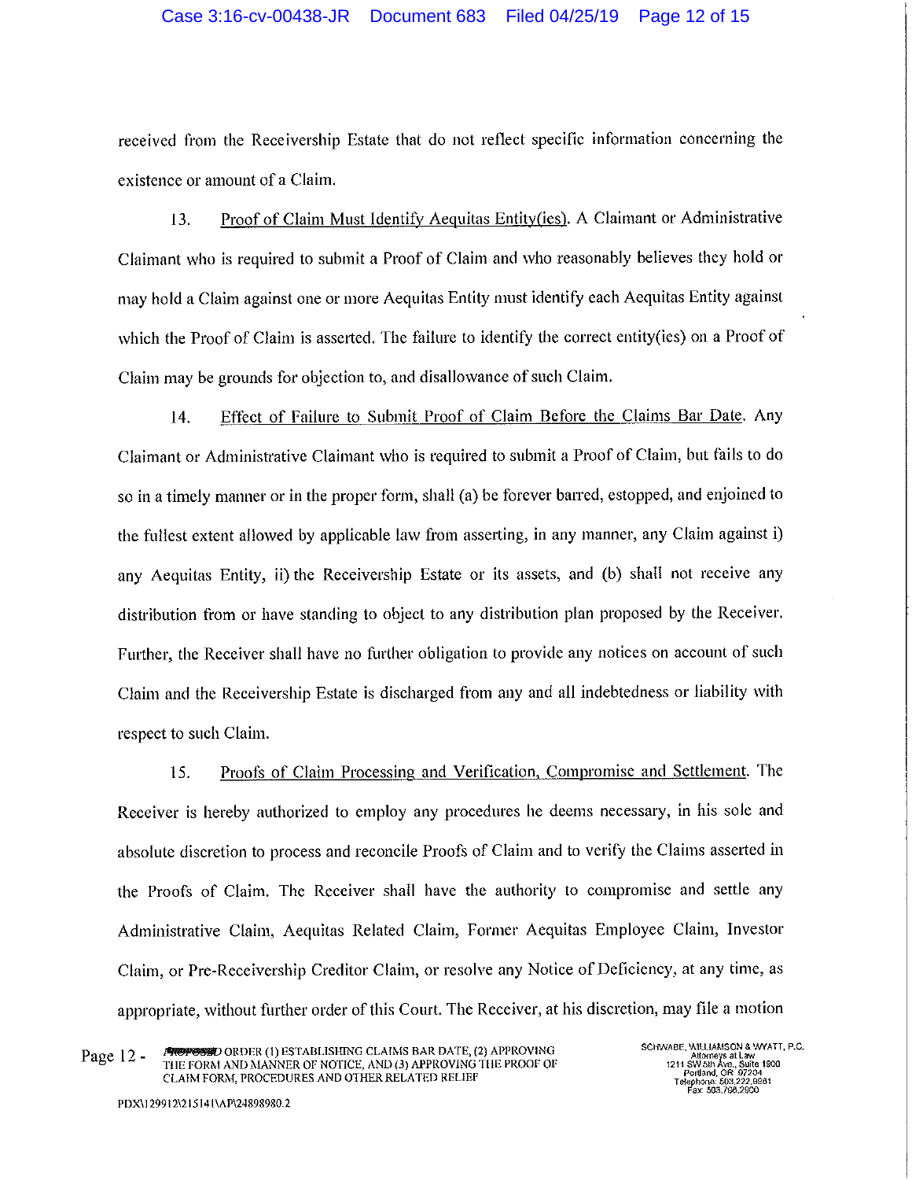received from the Receivership Estate that do not reflect specific information concerning the existence or amount of a Claim.

13. Proof of Claim Must Identify Aequitas Entity(ies). A Claimant or Administrative Claimant who is required to submit a Proof of Claim and who reasonably believes they hold or may hold a Claim against one or more Aequitas Entity must identify each Aequitas Entity against which the Proof of Claim is asserted. The failure to identify the correct entity(ies) on a Proof of Claim may be grounds for objection to, and disallowance of such Claim.

14. Effect of Failure to Submit Proof of Claim Before the Claims Bar Date. Any Claimant or Administrative Claimant who is required to submit a Proof of Claim, but fails to do so in a timely manner or in the proper form, shall (a) be forever barred, estopped, and enjoined to the fullest extent allowed by applicable law from asserting, in any manner, any Claim against i) any Aequitas Entity, ii) the Receivership Estate or its assets, and (b) shall not receive any distribution from or have standing to object to any distribution plan proposed by the Receiver. Further, the Receiver shall have no further obligation to provide any notices on account of such Claim and the Receivership Estate is discharged from any and all indebtedness or liability with respect to such Claim.

15. Proofs of Claim Processing and Verification, Compromise and Settlement. The Receiver is hereby authorized to employ any procedures he deems necessary, in his sole and absolute discretion to process and reconcile Proofs of Claim and to verify the Claims asserted in the Proofs of Claim. The Receiver shall have the authority to compromise and settle any Administrative Claim, Aequitas Related Claim, Former Aequitas Employee Claim, Investor Claim, or Pre-Receivership Creditor Claim, or resolve any Notice of Deficiency, at any time, as appropriate, without further order of this Court. The Receiver, at his discretion, may file a motion

Page 12 - ~~PROPOSED~~ ORDER (1) ESTABLISHING CLAIMS BAR DATE, (2) APPROVING THE FORM AND MANNER OF NOTICE, AND (3) APPROVING THE PROOF OF CLAIM FORM, PROCEDURES AND OTHER RELATED RELIEF

SCHWABE, WILLIAMSON & WYATT, P.C.
Attorneys at Law
1211 SW 5th Ave., Suite 1900
Portland, OR 97204
Telephone: 503.222.9981
Fax: 503.796.2900

PDX\129912\215141\AP\24898980.2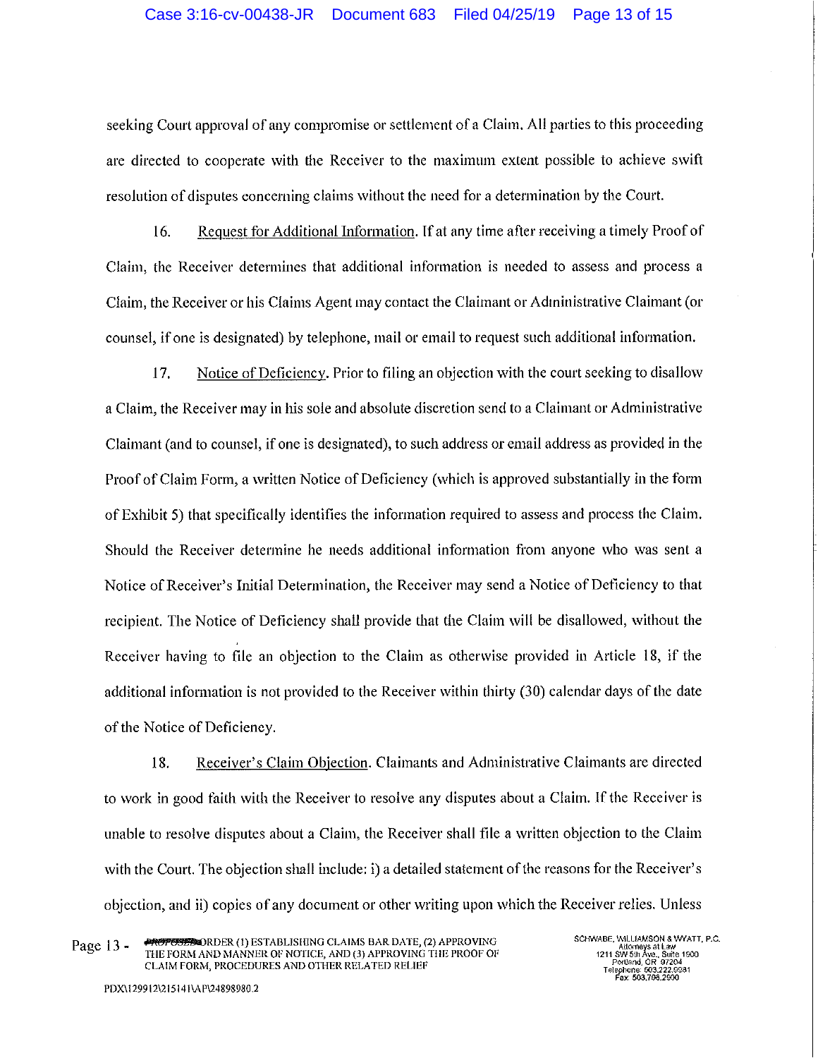seeking Court approval of any compromise or settlement of a Claim. All parties to this proceeding are directed to cooperate with the Receiver to the maximum extent possible to achieve swift resolution of disputes concerning claims without the need for a determination by the Court.

16. Request for Additional Information. If at any time after receiving a timely Proof of Claim, the Receiver determines that additional information is needed to assess and process a Claim, the Receiver or his Claims Agent may contact the Claimant or Administrative Claimant (or counsel, if one is designated) by telephone, mail or email to request such additional information.

17. Notice of Deficiency. Prior to filing an objection with the court seeking to disallow a Claim, the Receiver may in his sole and absolute discretion send to a Claimant or Administrative Claimant (and to counsel, if one is designated), to such address or email address as provided in the Proof of Claim Form, a written Notice of Deficiency (which is approved substantially in the form of Exhibit 5) that specifically identifies the information required to assess and process the Claim. Should the Receiver determine he needs additional information from anyone who was sent a Notice of Receiver's Initial Determination, the Receiver may send a Notice of Deficiency to that recipient. The Notice of Deficiency shall provide that the Claim will be disallowed, without the Receiver having to file an objection to the Claim as otherwise provided in Article 18, if the additional information is not provided to the Receiver within thirty (30) calendar days of the date of the Notice of Deficiency.

18. Receiver's Claim Objection. Claimants and Administrative Claimants are directed to work in good faith with the Receiver to resolve any disputes about a Claim. If the Receiver is unable to resolve disputes about a Claim, the Receiver shall file a written objection to the Claim with the Court. The objection shall include: i) a detailed statement of the reasons for the Receiver's objection, and ii) copies of any document or other writing upon which the Receiver relies. Unless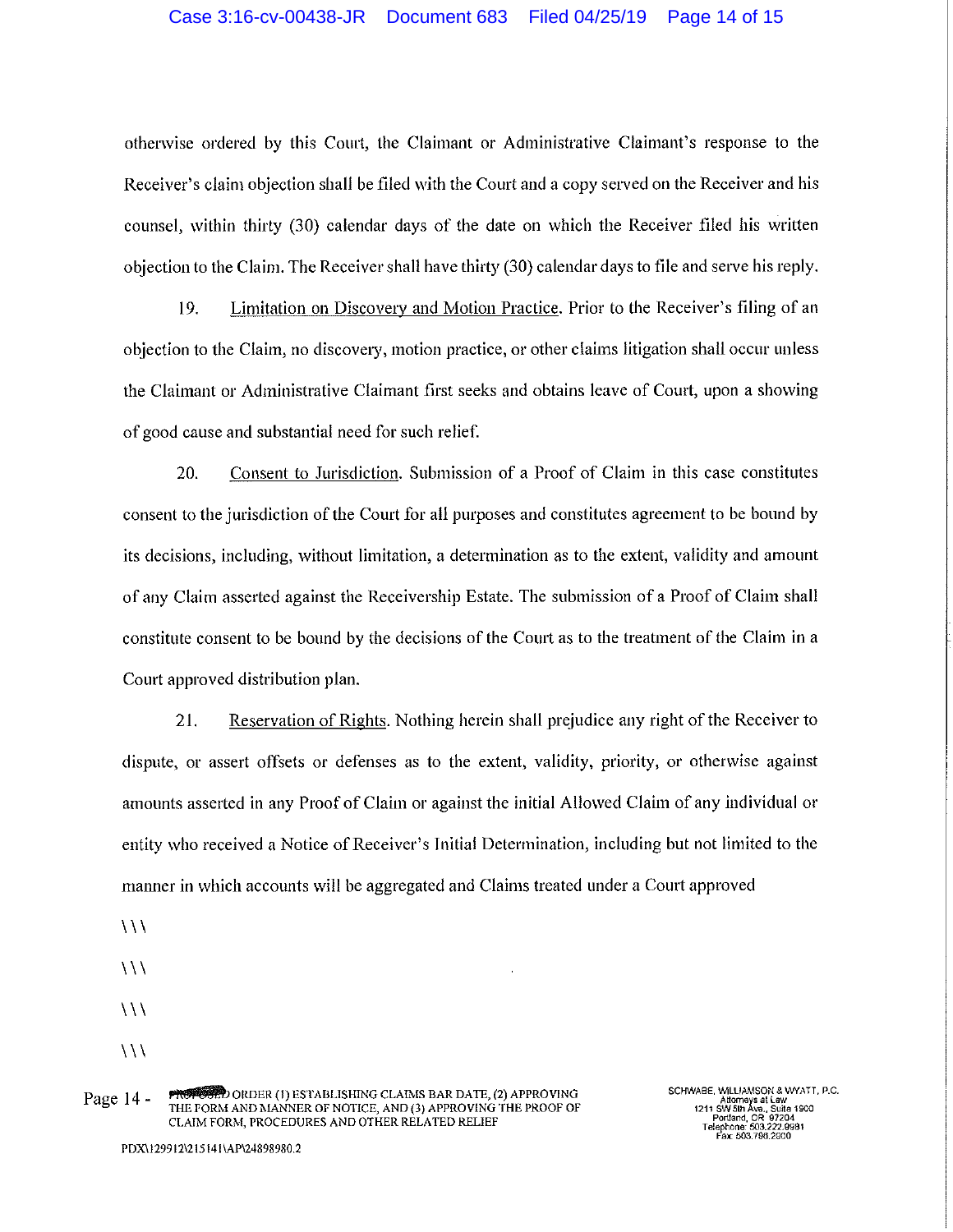otherwise ordered by this Court, the Claimant or Administrative Claimant's response to the Receiver's claim objection shall be filed with the Court and a copy served on the Receiver and his counsel, within thirty (30) calendar days of the date on which the Receiver filed his written objection to the Claim. The Receiver shall have thirty (30) calendar days to file and serve his reply.

19. Limitation on Discovery and Motion Practice. Prior to the Receiver's filing of an objection to the Claim, no discovery, motion practice, or other claims litigation shall occur unless the Claimant or Administrative Claimant first seeks and obtains leave of Court, upon a showing of good cause and substantial need for such relief.

20. Consent to Jurisdiction. Submission of a Proof of Claim in this case constitutes consent to the jurisdiction of the Court for all purposes and constitutes agreement to be bound by its decisions, including, without limitation, a determination as to the extent, validity and amount of any Claim asserted against the Receivership Estate. The submission of a Proof of Claim shall constitute consent to be bound by the decisions of the Court as to the treatment of the Claim in a Court approved distribution plan.

21. Reservation of Rights. Nothing herein shall prejudice any right of the Receiver to dispute, or assert offsets or defenses as to the extent, validity, priority, or otherwise against amounts asserted in any Proof of Claim or against the initial Allowed Claim of any individual or entity who received a Notice of Receiver's Initial Determination, including but not limited to the manner in which accounts will be aggregated and Claims treated under a Court approved

\\\

\\\

\\\

\\\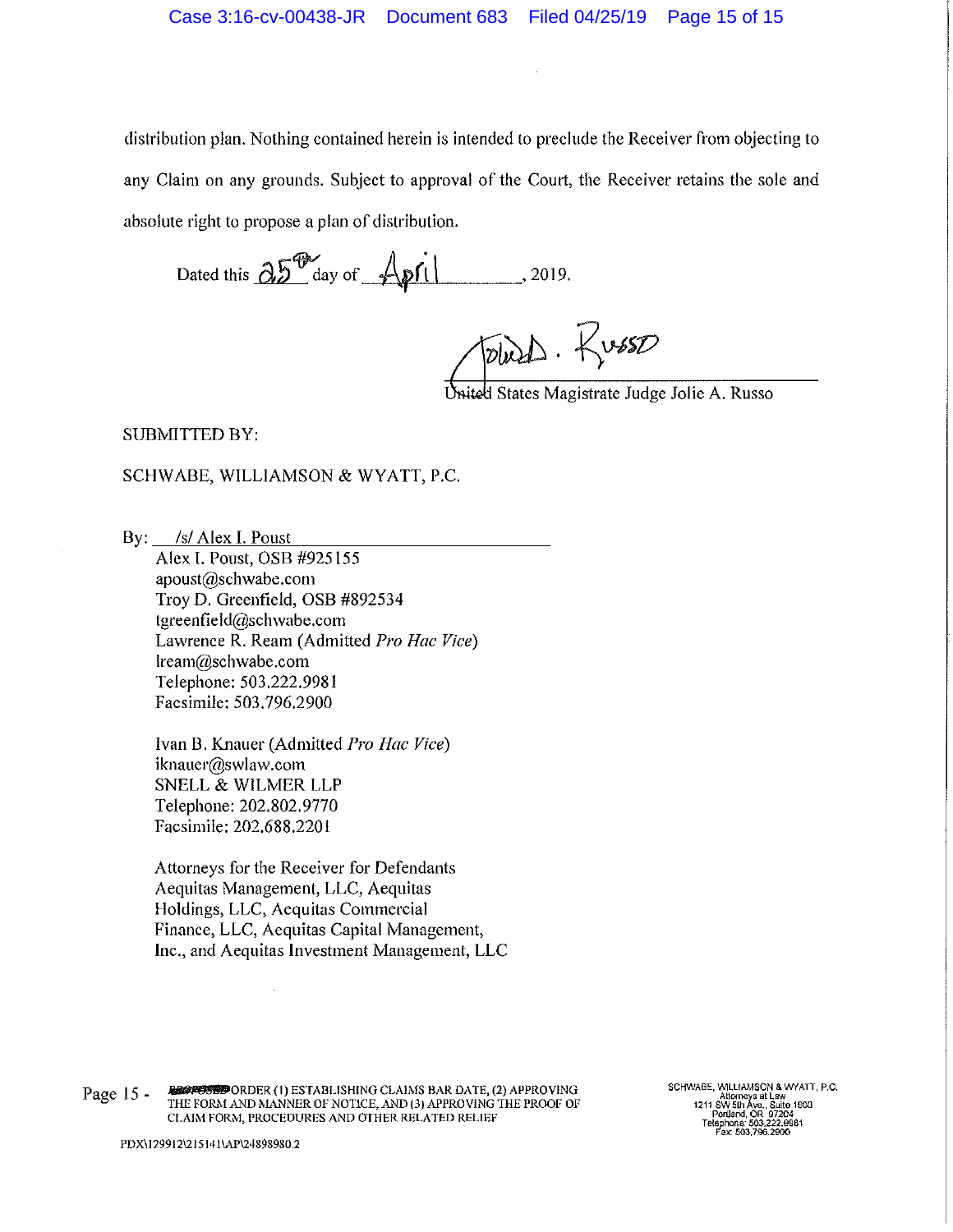distribution plan. Nothing contained herein is intended to preclude the Receiver from objecting to any Claim on any grounds. Subject to approval of the Court, the Receiver retains the sole and absolute right to propose a plan of distribution.

Dated this 25th day of April, 2019.

United States Magistrate Judge Jolie A. Russo

SUBMITTED BY:

SCHWABE, WILLIAMSON & WYATT, P.C.

By: /s/ Alex I. Poust
Alex I. Poust, OSB #925155
apoust@schwabe.com
Troy D. Greenfield, OSB #892534
tgreenfield@schwabe.com
Lawrence R. Ream (Admitted *Pro Hac Vice*)
lream@schwabe.com
Telephone: 503.222.9981
Facsimile: 503.796.2900

Ivan B. Knauer (Admitted *Pro Hac Vice*)
iknauer@swlaw.com
SNELL & WILMER LLP
Telephone: 202.802.9770
Facsimile: 202.688.2201

Attorneys for the Receiver for Defendants Aequitas Management, LLC, Aequitas Holdings, LLC, Aequitas Commercial Finance, LLC, Aequitas Capital Management, Inc., and Aequitas Investment Management, LLC